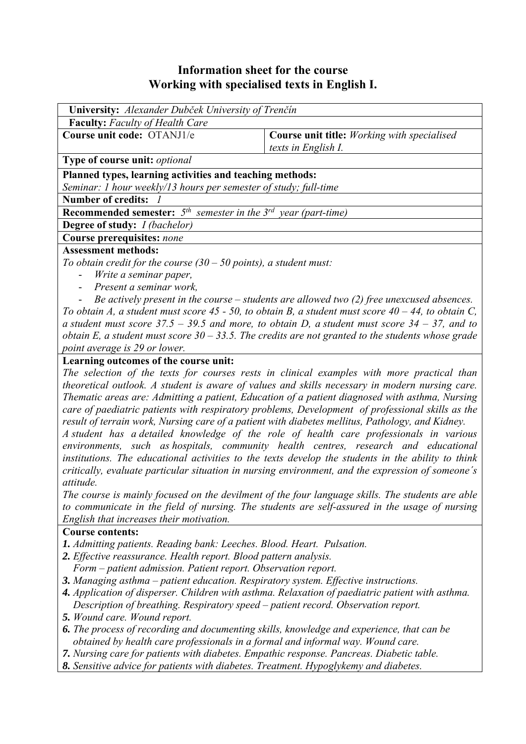# Information sheet for the course
# Working with specialised texts in English I.

**University:** *Alexander Dubček University of Trenčín*

**Faculty:** *Faculty of Health Care*

| **Course unit code:** OTANJ1/e | **Course unit title:** *Working with specialised texts in English I.* |
|---|---|

**Type of course unit:** *optional*

**Planned types, learning activities and teaching methods:**
*Seminar: 1 hour weekly/13 hours per semester of study; full-time*

**Number of credits:** *1*

**Recommended semester:** *5th semester in the 3rd year (part-time)*

**Degree of study:** *I (bachelor)*

**Course prerequisites:** *none*

**Assessment methods:**
*To obtain credit for the course (30 – 50 points), a student must:*

- *Write a seminar paper,*
- *Present a seminar work,*
- *Be actively present in the course – students are allowed two (2) free unexcused absences.*

*To obtain A, a student must score 45 - 50, to obtain B, a student must score 40 – 44, to obtain C, a student must score 37.5 – 39.5 and more, to obtain D, a student must score 34 – 37, and to obtain E, a student must score 30 – 33.5. The credits are not granted to the students whose grade point average is 29 or lower.*

**Learning outcomes of the course unit:**
*The selection of the texts for courses rests in clinical examples with more practical than theoretical outlook. A student is aware of values and skills necessary in modern nursing care. Thematic areas are: Admitting a patient, Education of a patient diagnosed with asthma, Nursing care of paediatric patients with respiratory problems, Development of professional skills as the result of terrain work, Nursing care of a patient with diabetes mellitus, Pathology, and Kidney.*
*A student has a detailed knowledge of the role of health care professionals in various environments, such as hospitals, community health centres, research and educational institutions. The educational activities to the texts develop the students in the ability to think critically, evaluate particular situation in nursing environment, and the expression of someone´s attitude.*
*The course is mainly focused on the devilment of the four language skills. The students are able to communicate in the field of nursing. The students are self-assured in the usage of nursing English that increases their motivation.*

**Course contents:**

***1.*** *Admitting patients. Reading bank: Leeches. Blood. Heart. Pulsation.*
***2.*** *Effective reassurance. Health report. Blood pattern analysis.*
*Form – patient admission. Patient report. Observation report.*
***3.*** *Managing asthma – patient education. Respiratory system. Effective instructions.*
***4.*** *Application of disperser. Children with asthma. Relaxation of paediatric patient with asthma. Description of breathing. Respiratory speed – patient record. Observation report.*
***5.*** *Wound care. Wound report.*
***6.*** *The process of recording and documenting skills, knowledge and experience, that can be obtained by health care professionals in a formal and informal way. Wound care.*
***7.*** *Nursing care for patients with diabetes. Empathic response. Pancreas. Diabetic table.*
***8.*** *Sensitive advice for patients with diabetes. Treatment. Hypoglykemy and diabetes.*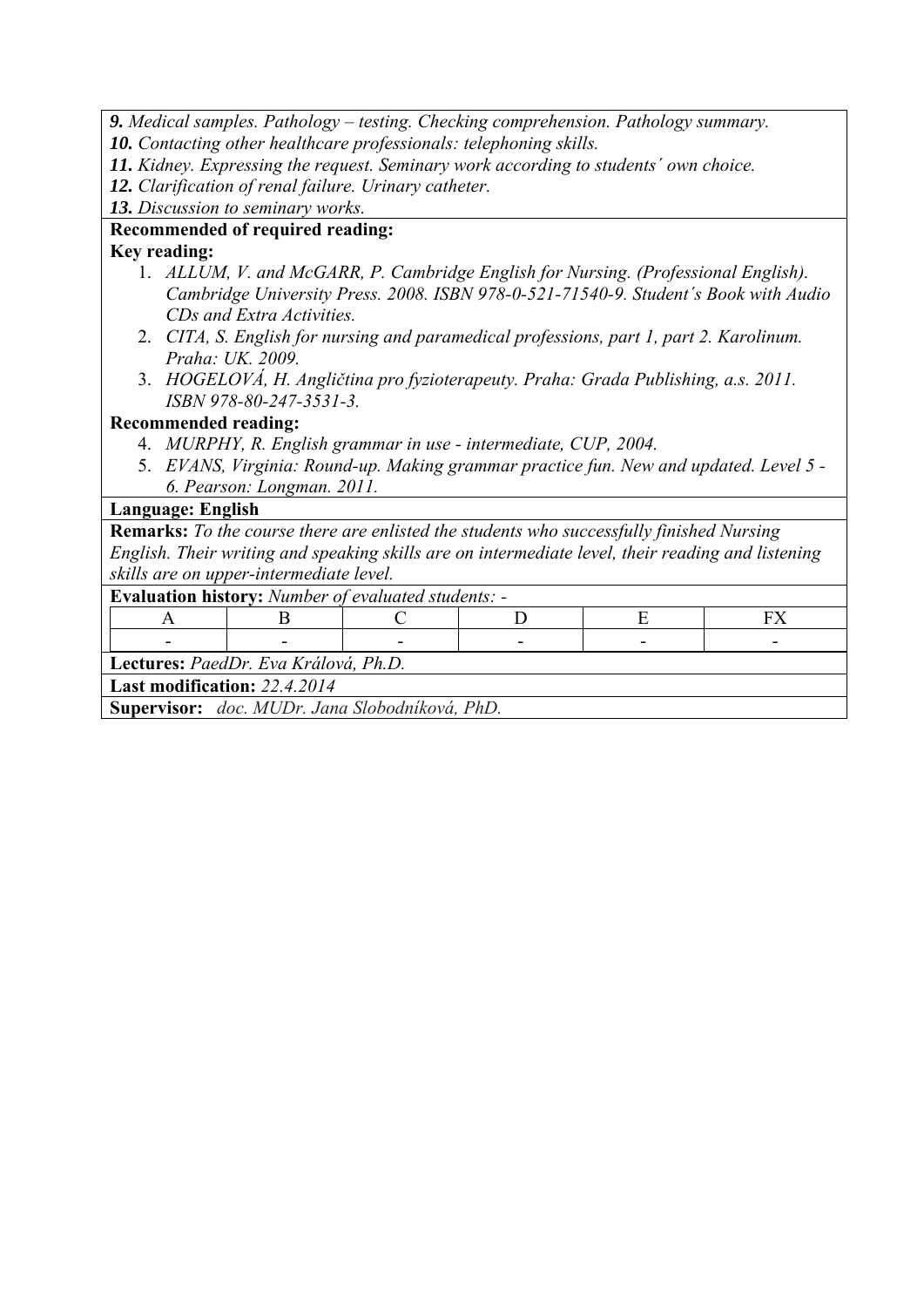***9.*** *Medical samples. Pathology – testing. Checking comprehension. Pathology summary.*
***10.*** *Contacting other healthcare professionals: telephoning skills.*
***11.*** *Kidney. Expressing the request. Seminary work according to students´ own choice.*
***12.*** *Clarification of renal failure. Urinary catheter.*
***13.*** *Discussion to seminary works.*

**Recommended of required reading:**

**Key reading:**

1. *ALLUM, V. and McGARR, P. Cambridge English for Nursing. (Professional English). Cambridge University Press. 2008. ISBN 978-0-521-71540-9. Student´s Book with Audio CDs and Extra Activities.*
2. *CITA, S. English for nursing and paramedical professions, part 1, part 2. Karolinum. Praha: UK. 2009.*
3. *HOGELOVÁ, H. Angličtina pro fyzioterapeuty. Praha: Grada Publishing, a.s. 2011. ISBN 978-80-247-3531-3.*

**Recommended reading:**

4. *MURPHY, R. English grammar in use - intermediate, CUP, 2004.*
5. *EVANS, Virginia: Round-up. Making grammar practice fun. New and updated. Level 5 - 6. Pearson: Longman. 2011.*

**Language: English**

**Remarks:** *To the course there are enlisted the students who successfully finished Nursing English. Their writing and speaking skills are on intermediate level, their reading and listening skills are on upper-intermediate level.*

**Evaluation history:** *Number of evaluated students: -*

| A | B | C | D | E | FX |
|---|---|---|---|---|---|
| - | - | - | - | - | - |

**Lectures:** *PaedDr. Eva Králová, Ph.D.*

**Last modification:** *22.4.2014*

**Supervisor:** *doc. MUDr. Jana Slobodníková, PhD.*